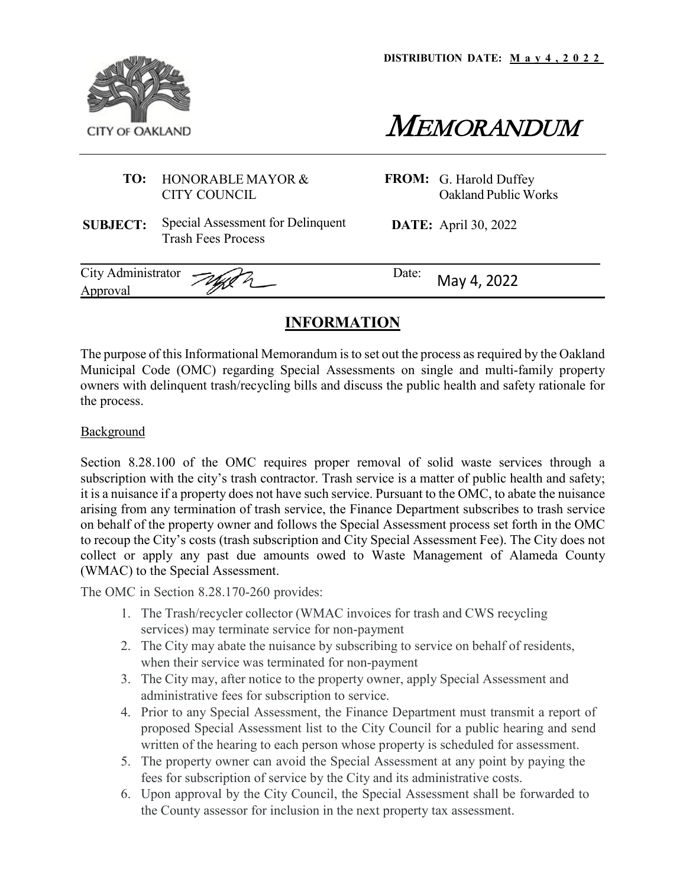DISTRIBUTION DATE: May 4, 2022

CITY OF OAKLAND

# MEMORANDUM

**TO:** HONORABLE MAYOR & CITY COUNCIL

**FROM:** G. Harold Duffey, Oakland Public Works

**SUBJECT:** Special Assessment for Delinquent Trash Fees Process

**DATE:** April 30, 2022

City Administrator Approval

Date: May 4, 2022

## INFORMATION

The purpose of this Informational Memorandum is to set out the process as required by the Oakland Municipal Code (OMC) regarding Special Assessments on single and multi-family property owners with delinquent trash/recycling bills and discuss the public health and safety rationale for the process.

Background

Section 8.28.100 of the OMC requires proper removal of solid waste services through a subscription with the city's trash contractor. Trash service is a matter of public health and safety; it is a nuisance if a property does not have such service. Pursuant to the OMC, to abate the nuisance arising from any termination of trash service, the Finance Department subscribes to trash service on behalf of the property owner and follows the Special Assessment process set forth in the OMC to recoup the City's costs (trash subscription and City Special Assessment Fee). The City does not collect or apply any past due amounts owed to Waste Management of Alameda County (WMAC) to the Special Assessment.

The OMC in Section 8.28.170-260 provides:

1. The Trash/recycler collector (WMAC invoices for trash and CWS recycling services) may terminate service for non-payment
2. The City may abate the nuisance by subscribing to service on behalf of residents, when their service was terminated for non-payment
3. The City may, after notice to the property owner, apply Special Assessment and administrative fees for subscription to service.
4. Prior to any Special Assessment, the Finance Department must transmit a report of proposed Special Assessment list to the City Council for a public hearing and send written of the hearing to each person whose property is scheduled for assessment.
5. The property owner can avoid the Special Assessment at any point by paying the fees for subscription of service by the City and its administrative costs.
6. Upon approval by the City Council, the Special Assessment shall be forwarded to the County assessor for inclusion in the next property tax assessment.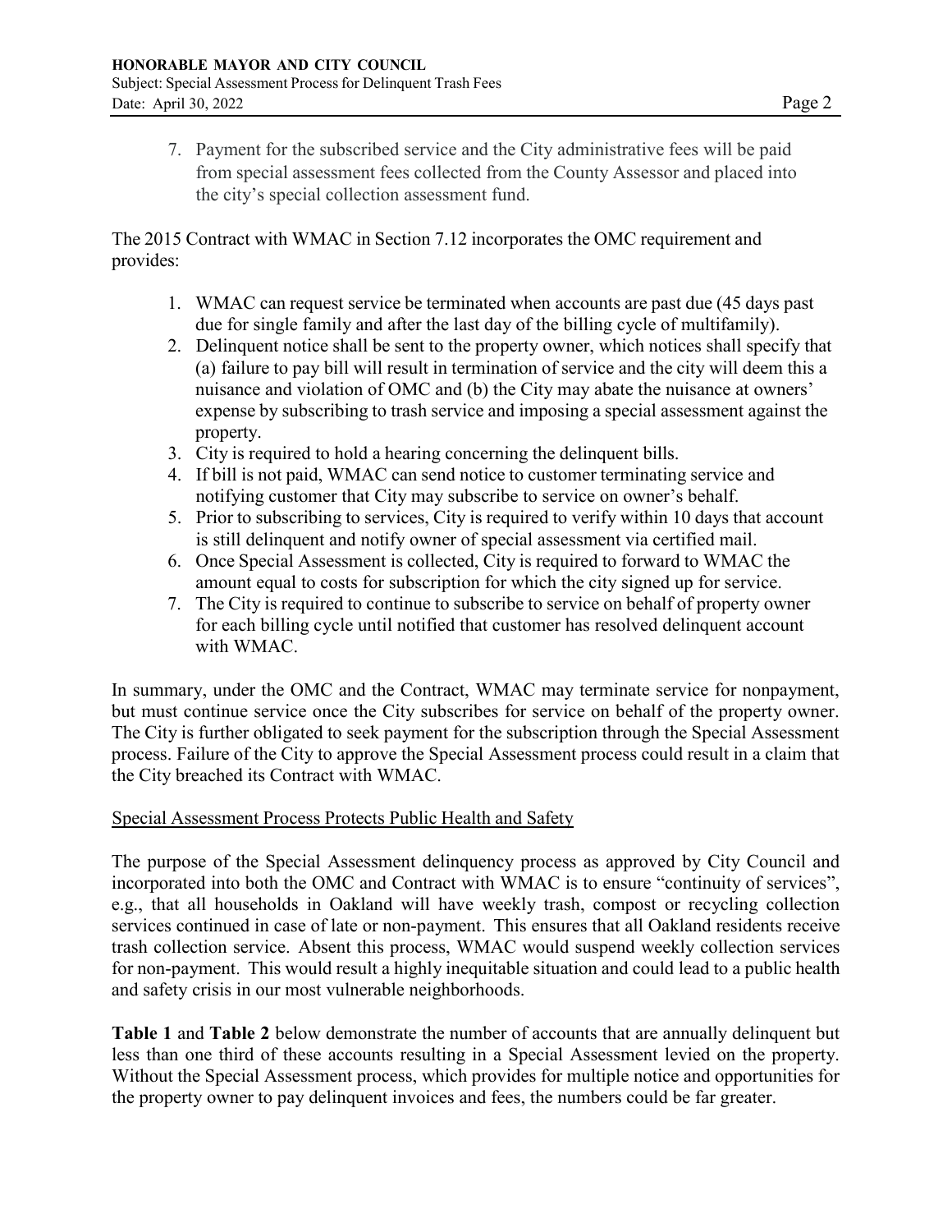7. Payment for the subscribed service and the City administrative fees will be paid from special assessment fees collected from the County Assessor and placed into the city's special collection assessment fund.

The 2015 Contract with WMAC in Section 7.12 incorporates the OMC requirement and provides:

1. WMAC can request service be terminated when accounts are past due (45 days past due for single family and after the last day of the billing cycle of multifamily).
2. Delinquent notice shall be sent to the property owner, which notices shall specify that (a) failure to pay bill will result in termination of service and the city will deem this a nuisance and violation of OMC and (b) the City may abate the nuisance at owners' expense by subscribing to trash service and imposing a special assessment against the property.
3. City is required to hold a hearing concerning the delinquent bills.
4. If bill is not paid, WMAC can send notice to customer terminating service and notifying customer that City may subscribe to service on owner's behalf.
5. Prior to subscribing to services, City is required to verify within 10 days that account is still delinquent and notify owner of special assessment via certified mail.
6. Once Special Assessment is collected, City is required to forward to WMAC the amount equal to costs for subscription for which the city signed up for service.
7. The City is required to continue to subscribe to service on behalf of property owner for each billing cycle until notified that customer has resolved delinquent account with WMAC.

In summary, under the OMC and the Contract, WMAC may terminate service for nonpayment, but must continue service once the City subscribes for service on behalf of the property owner. The City is further obligated to seek payment for the subscription through the Special Assessment process. Failure of the City to approve the Special Assessment process could result in a claim that the City breached its Contract with WMAC.

<u>Special Assessment Process Protects Public Health and Safety</u>

The purpose of the Special Assessment delinquency process as approved by City Council and incorporated into both the OMC and Contract with WMAC is to ensure "continuity of services", e.g., that all households in Oakland will have weekly trash, compost or recycling collection services continued in case of late or non-payment. This ensures that all Oakland residents receive trash collection service. Absent this process, WMAC would suspend weekly collection services for non-payment. This would result a highly inequitable situation and could lead to a public health and safety crisis in our most vulnerable neighborhoods.

**Table 1** and **Table 2** below demonstrate the number of accounts that are annually delinquent but less than one third of these accounts resulting in a Special Assessment levied on the property. Without the Special Assessment process, which provides for multiple notice and opportunities for the property owner to pay delinquent invoices and fees, the numbers could be far greater.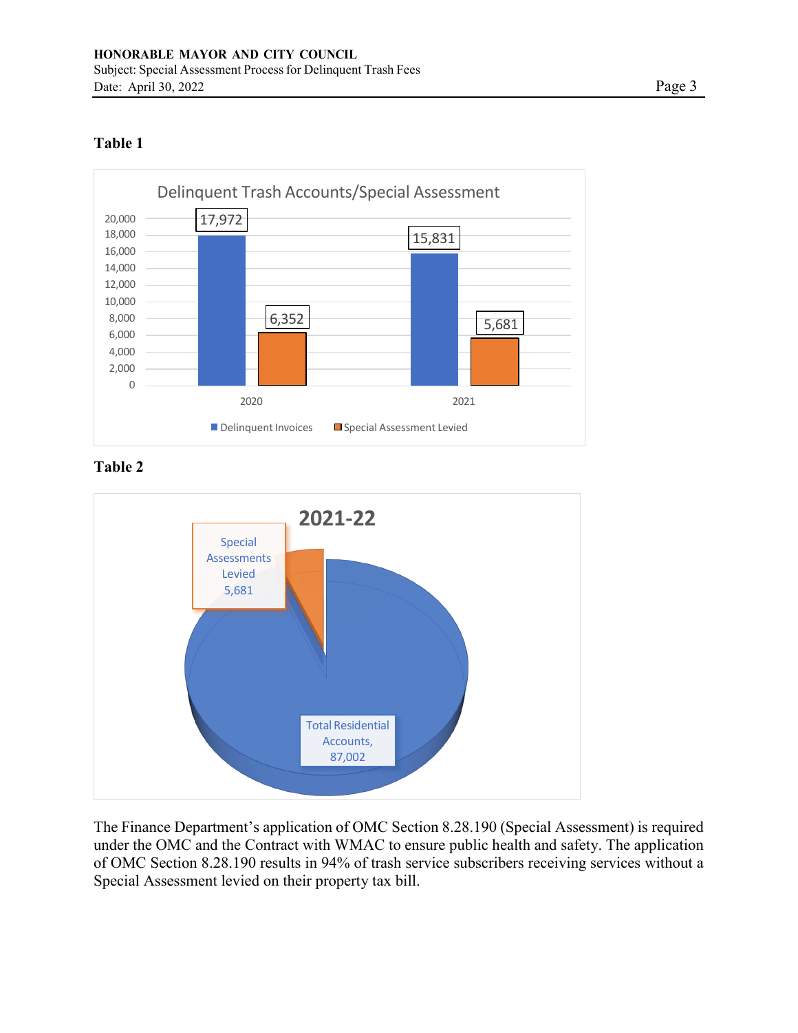**Table 1**

Delinquent Trash Accounts/Special Assessment

| Year | Delinquent Invoices | Special Assessment Levied |
|---|---|---|
| 2020 | 17,972 | 6,352 |
| 2021 | 15,831 | 5,681 |

**Table 2**

2021-22

| Category | Count |
|---|---|
| Special Assessments Levied | 5,681 |
| Total Residential Accounts | 87,002 |

The Finance Department's application of OMC Section 8.28.190 (Special Assessment) is required under the OMC and the Contract with WMAC to ensure public health and safety. The application of OMC Section 8.28.190 results in 94% of trash service subscribers receiving services without a Special Assessment levied on their property tax bill.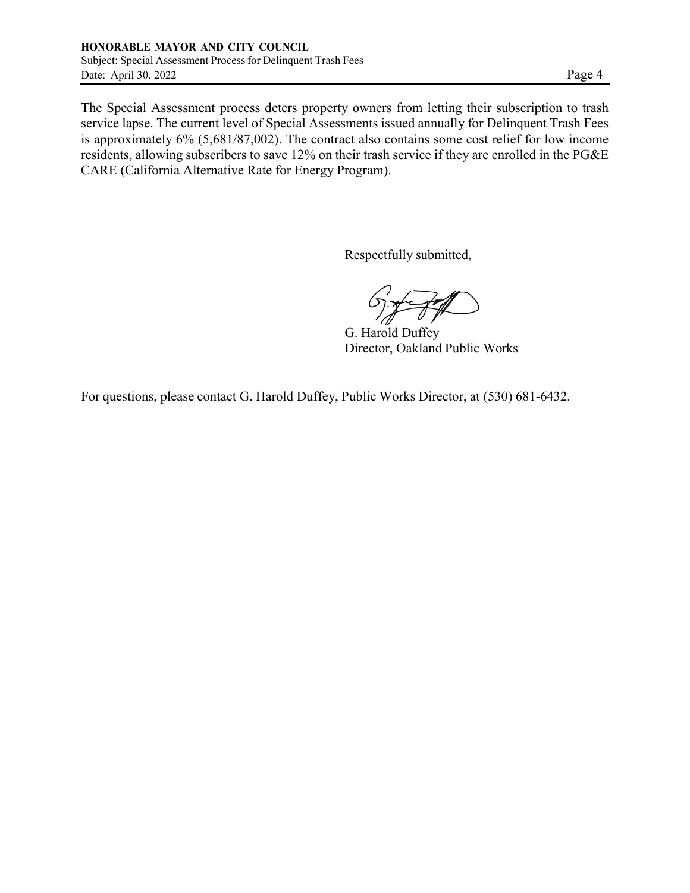The Special Assessment process deters property owners from letting their subscription to trash service lapse. The current level of Special Assessments issued annually for Delinquent Trash Fees is approximately 6% (5,681/87,002). The contract also contains some cost relief for low income residents, allowing subscribers to save 12% on their trash service if they are enrolled in the PG&E CARE (California Alternative Rate for Energy Program).

Respectfully submitted,

G. Harold Duffey
Director, Oakland Public Works

For questions, please contact G. Harold Duffey, Public Works Director, at (530) 681-6432.